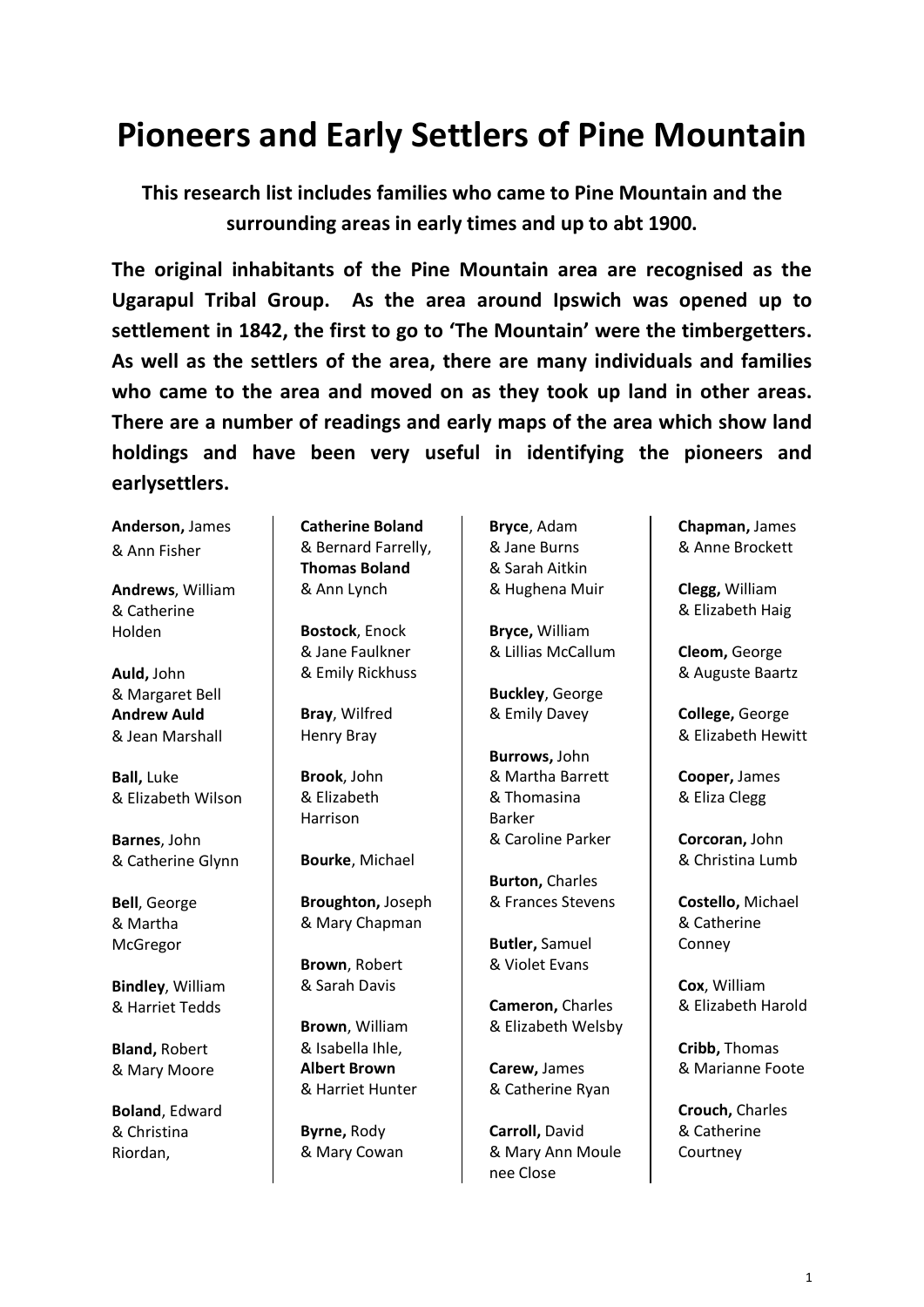# Pioneers and Early Settlers of Pine Mountain

**This research list includes families who came to Pine Mountain and the surrounding areas in early times and up to abt 1900.**

**The original inhabitants of the Pine Mountain area are recognised as the Ugarapul Tribal Group. As the area around Ipswich was opened up to settlement in 1842, the first to go to 'The Mountain' were the timbergetters. As well as the settlers of the area, there are many individuals and families who came to the area and moved on as they took up land in other areas. There are a number of readings and early maps of the area which show land holdings and have been very useful in identifying the pioneers and earlysettlers.**

**Anderson,** James
& Ann Fisher

**Andrews**, William
& Catherine Holden

**Auld,** John
& Margaret Bell
**Andrew Auld**
& Jean Marshall

**Ball,** Luke
& Elizabeth Wilson

**Barnes**, John
& Catherine Glynn

**Bell**, George
& Martha McGregor

**Bindley**, William
& Harriet Tedds

**Bland,** Robert
& Mary Moore

**Boland**, Edward
& Christina Riordan,
**Catherine Boland**
& Bernard Farrelly,
**Thomas Boland**
& Ann Lynch

**Bostock**, Enock
& Jane Faulkner
& Emily Rickhuss

**Bray**, Wilfred
Henry Bray

**Brook**, John
& Elizabeth Harrison

**Bourke**, Michael

**Broughton,** Joseph
& Mary Chapman

**Brown**, Robert
& Sarah Davis

**Brown**, William
& Isabella Ihle,
**Albert Brown**
& Harriet Hunter

**Byrne,** Rody
& Mary Cowan

**Bryce**, Adam
& Jane Burns
& Sarah Aitkin
& Hughena Muir

**Bryce,** William
& Lillias McCallum

**Buckley**, George
& Emily Davey

**Burrows,** John
& Martha Barrett
& Thomasina Barker
& Caroline Parker

**Burton,** Charles
& Frances Stevens

**Butler,** Samuel
& Violet Evans

**Cameron,** Charles
& Elizabeth Welsby

**Carew,** James
& Catherine Ryan

**Carroll,** David
& Mary Ann Moule nee Close

**Chapman,** James
& Anne Brockett

**Clegg,** William
& Elizabeth Haig

**Cleom,** George
& Auguste Baartz

**College,** George
& Elizabeth Hewitt

**Cooper,** James
& Eliza Clegg

**Corcoran,** John
& Christina Lumb

**Costello,** Michael
& Catherine Conney

**Cox**, William
& Elizabeth Harold

**Cribb,** Thomas
& Marianne Foote

**Crouch,** Charles
& Catherine Courtney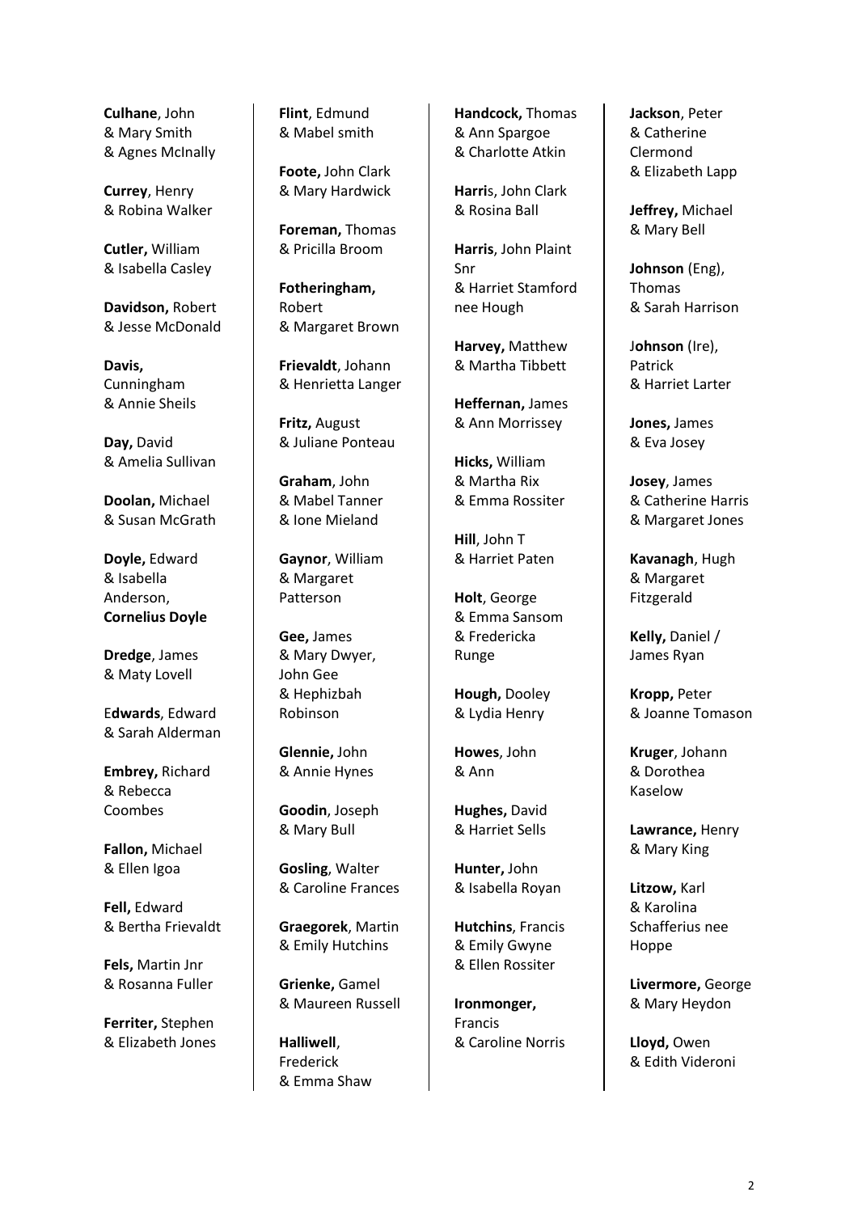**Culhane**, John
& Mary Smith
& Agnes McInally

**Currey**, Henry
& Robina Walker

**Cutler,** William
& Isabella Casley

**Davidson,** Robert
& Jesse McDonald

**Davis,**
Cunningham
& Annie Sheils

**Day,** David
& Amelia Sullivan

**Doolan,** Michael
& Susan McGrath

**Doyle,** Edward
& Isabella
Anderson,
**Cornelius Doyle**

**Dredge**, James
& Maty Lovell

E**dwards**, Edward
& Sarah Alderman

**Embrey,** Richard
& Rebecca
Coombes

**Fallon,** Michael
& Ellen Igoa

**Fell,** Edward
& Bertha Frievaldt

**Fels,** Martin Jnr
& Rosanna Fuller

**Ferriter,** Stephen
& Elizabeth Jones

**Flint**, Edmund
& Mabel smith

**Foote,** John Clark
& Mary Hardwick

**Foreman,** Thomas
& Pricilla Broom

**Fotheringham,**
Robert
& Margaret Brown

**Frievaldt**, Johann
& Henrietta Langer

**Fritz,** August
& Juliane Ponteau

**Graham**, John
& Mabel Tanner
& Ione Mieland

**Gaynor**, William
& Margaret
Patterson

**Gee,** James
& Mary Dwyer,
John Gee
& Hephizbah
Robinson

**Glennie,** John
& Annie Hynes

**Goodin**, Joseph
& Mary Bull

**Gosling**, Walter
& Caroline Frances

**Graegorek**, Martin
& Emily Hutchins

**Grienke,** Gamel
& Maureen Russell

**Halliwell**,
Frederick
& Emma Shaw

**Handcock,** Thomas
& Ann Spargoe
& Charlotte Atkin

**Harri**s, John Clark
& Rosina Ball

**Harris**, John Plaint
Snr
& Harriet Stamford
nee Hough

**Harvey,** Matthew
& Martha Tibbett

**Heffernan,** James
& Ann Morrissey

**Hicks,** William
& Martha Rix
& Emma Rossiter

**Hill**, John T
& Harriet Paten

**Holt**, George
& Emma Sansom
& Fredericka
Runge

**Hough,** Dooley
& Lydia Henry

**Howes**, John
& Ann

**Hughes,** David
& Harriet Sells

**Hunter,** John
& Isabella Royan

**Hutchins**, Francis
& Emily Gwyne
& Ellen Rossiter

**Ironmonger,**
Francis
& Caroline Norris

**Jackson**, Peter
& Catherine
Clermond
& Elizabeth Lapp

**Jeffrey,** Michael
& Mary Bell

**Johnson** (Eng),
Thomas
& Sarah Harrison

J**ohnson** (Ire),
Patrick
& Harriet Larter

**Jones,** James
& Eva Josey

**Josey**, James
& Catherine Harris
& Margaret Jones

**Kavanagh**, Hugh
& Margaret
Fitzgerald

**Kelly,** Daniel /
James Ryan

**Kropp,** Peter
& Joanne Tomason

**Kruger**, Johann
& Dorothea
Kaselow

**Lawrance,** Henry
& Mary King

**Litzow,** Karl
& Karolina
Schafferius nee
Hoppe

**Livermore,** George
& Mary Heydon

**Lloyd,** Owen
& Edith Videroni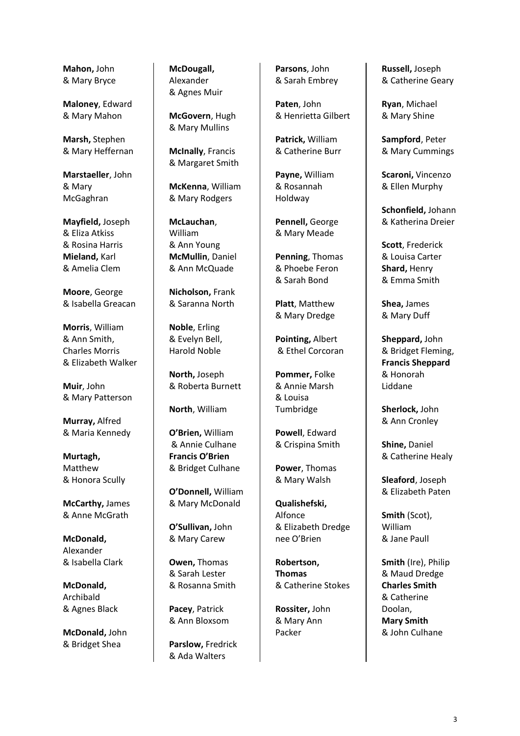**Mahon,** John
& Mary Bryce

**Maloney**, Edward
& Mary Mahon

**Marsh,** Stephen
& Mary Heffernan

**Marstaeller**, John
& Mary
McGaghran

**Mayfield,** Joseph
& Eliza Atkiss
& Rosina Harris
**Mieland,** Karl
& Amelia Clem

**Moore**, George
& Isabella Greacan

**Morris**, William
& Ann Smith,
Charles Morris
& Elizabeth Walker

**Muir**, John
& Mary Patterson

**Murray,** Alfred
& Maria Kennedy

**Murtagh,**
Matthew
& Honora Scully

**McCarthy,** James
& Anne McGrath

**McDonald,**
Alexander
& Isabella Clark

**McDonald,**
Archibald
& Agnes Black

**McDonald,** John
& Bridget Shea

**McDougall,**
Alexander
& Agnes Muir

**McGovern**, Hugh
& Mary Mullins

**McInally**, Francis
& Margaret Smith

**McKenna**, William
& Mary Rodgers

**McLauchan**,
William
& Ann Young
**McMullin**, Daniel
& Ann McQuade

**Nicholson,** Frank
& Saranna North

**Noble**, Erling
& Evelyn Bell,
Harold Noble

**North,** Joseph
& Roberta Burnett

**North**, William

**O'Brien,** William
& Annie Culhane
**Francis O'Brien**
& Bridget Culhane

**O'Donnell,** William
& Mary McDonald

**O'Sullivan,** John
& Mary Carew

**Owen,** Thomas
& Sarah Lester
& Rosanna Smith

**Pacey**, Patrick
& Ann Bloxsom

**Parslow,** Fredrick
& Ada Walters

**Parsons**, John
& Sarah Embrey

**Paten**, John
& Henrietta Gilbert

**Patrick,** William
& Catherine Burr

**Payne,** William
& Rosannah
Holdway

**Pennell,** George
& Mary Meade

**Penning**, Thomas
& Phoebe Feron
& Sarah Bond

**Platt**, Matthew
& Mary Dredge

**Pointing,** Albert
& Ethel Corcoran

**Pommer,** Folke
& Annie Marsh
& Louisa
Tumbridge

**Powell**, Edward
& Crispina Smith

**Power**, Thomas
& Mary Walsh

**Qualishefski,**
Alfonce
& Elizabeth Dredge
nee O'Brien

**Robertson,**
**Thomas**
& Catherine Stokes

**Rossiter,** John
& Mary Ann
Packer

**Russell,** Joseph
& Catherine Geary

**Ryan**, Michael
& Mary Shine

**Sampford**, Peter
& Mary Cummings

**Scaroni,** Vincenzo
& Ellen Murphy

**Schonfield,** Johann
& Katherina Dreier

**Scott**, Frederick
& Louisa Carter
**Shard,** Henry
& Emma Smith

**Shea,** James
& Mary Duff

**Sheppard,** John
& Bridget Fleming,
**Francis Sheppard**
& Honorah
Liddane

**Sherlock,** John
& Ann Cronley

**Shine,** Daniel
& Catherine Healy

**Sleaford**, Joseph
& Elizabeth Paten

**Smith** (Scot),
William
& Jane Paull

**Smith** (Ire), Philip
& Maud Dredge
**Charles Smith**
& Catherine
Doolan,
**Mary Smith**
& John Culhane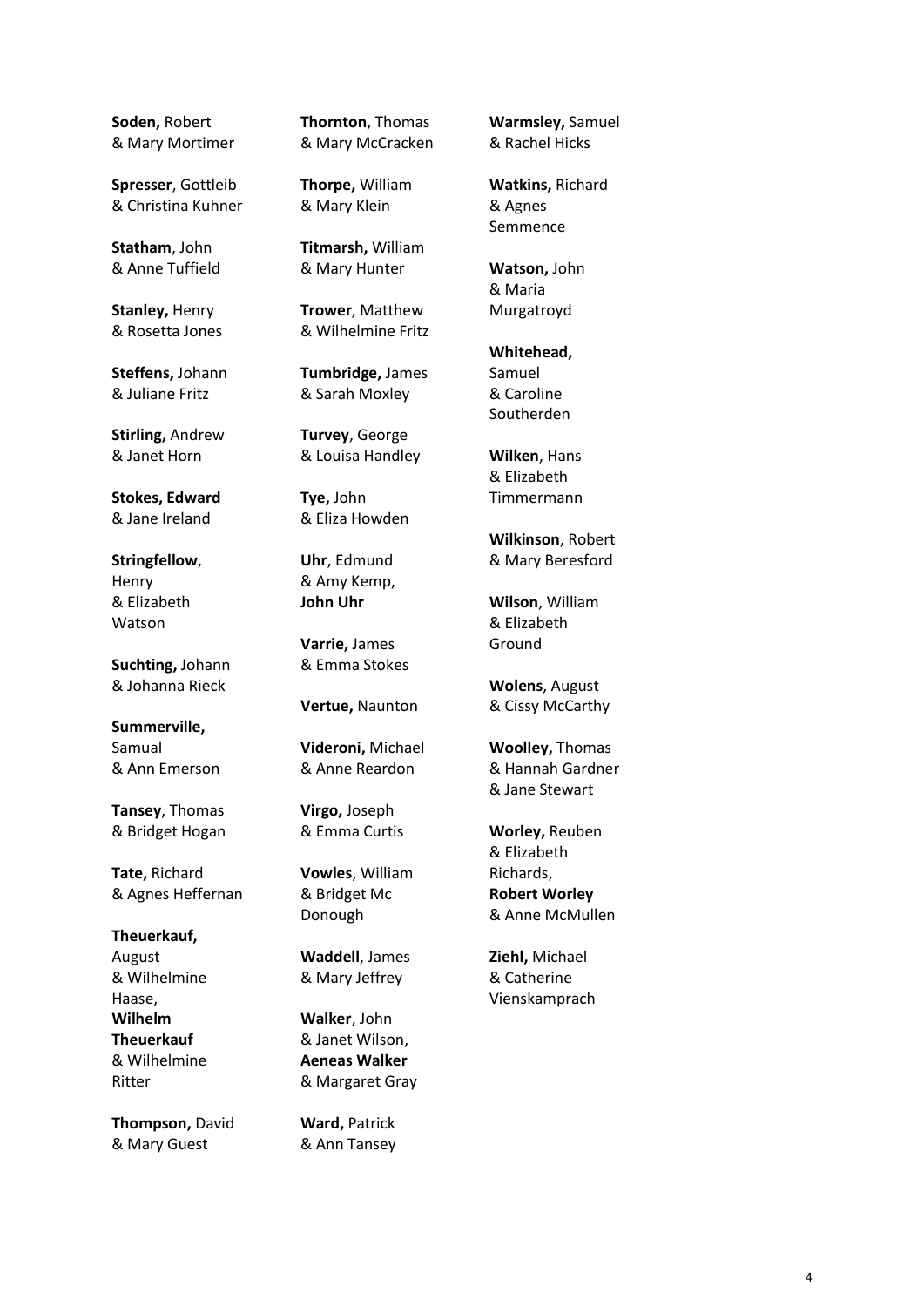**Soden,** Robert
& Mary Mortimer

**Spresser**, Gottleib
& Christina Kuhner

**Statham**, John
& Anne Tuffield

**Stanley,** Henry
& Rosetta Jones

**Steffens,** Johann
& Juliane Fritz

**Stirling,** Andrew
& Janet Horn

**Stokes, Edward**
& Jane Ireland

**Stringfellow**, Henry
& Elizabeth Watson

**Suchting,** Johann
& Johanna Rieck

**Summerville,** Samual
& Ann Emerson

**Tansey**, Thomas
& Bridget Hogan

**Tate,** Richard
& Agnes Heffernan

**Theuerkauf,** August
& Wilhelmine Haase,
**Wilhelm Theuerkauf**
& Wilhelmine Ritter

**Thompson,** David
& Mary Guest

**Thornton**, Thomas
& Mary McCracken

**Thorpe,** William
& Mary Klein

**Titmarsh,** William
& Mary Hunter

**Trower**, Matthew
& Wilhelmine Fritz

**Tumbridge,** James
& Sarah Moxley

**Turvey**, George
& Louisa Handley

**Tye,** John
& Eliza Howden

**Uhr**, Edmund
& Amy Kemp,
**John Uhr**

**Varrie,** James
& Emma Stokes

**Vertue,** Naunton

**Videroni,** Michael
& Anne Reardon

**Virgo,** Joseph
& Emma Curtis

**Vowles**, William
& Bridget Mc Donough

**Waddell**, James
& Mary Jeffrey

**Walker**, John
& Janet Wilson,
**Aeneas Walker**
& Margaret Gray

**Ward,** Patrick
& Ann Tansey

**Warmsley,** Samuel
& Rachel Hicks

**Watkins,** Richard
& Agnes Semmence

**Watson,** John
& Maria Murgatroyd

**Whitehead,** Samuel
& Caroline Southerden

**Wilken**, Hans
& Elizabeth Timmermann

**Wilkinson**, Robert
& Mary Beresford

**Wilson**, William
& Elizabeth Ground

**Wolens**, August
& Cissy McCarthy

**Woolley,** Thomas
& Hannah Gardner
& Jane Stewart

**Worley,** Reuben
& Elizabeth Richards,
**Robert Worley**
& Anne McMullen

**Ziehl,** Michael
& Catherine Vienskamprach